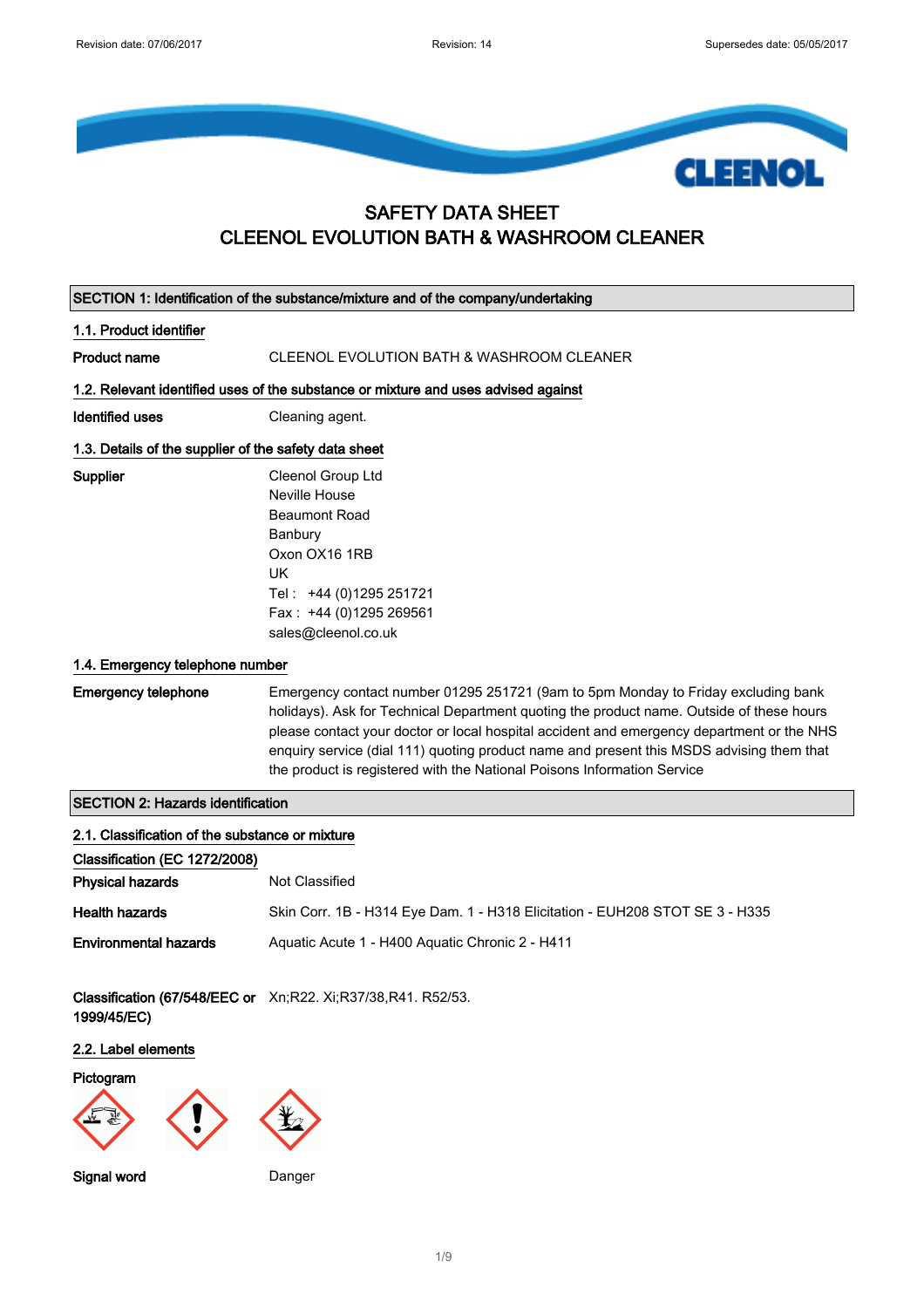# SAFETY DATA SHEET
# CLEENOL EVOLUTION BATH & WASHROOM CLEANER

## SECTION 1: Identification of the substance/mixture and of the company/undertaking

### 1.1. Product identifier

**Product name** CLEENOL EVOLUTION BATH & WASHROOM CLEANER

### 1.2. Relevant identified uses of the substance or mixture and uses advised against

**Identified uses** Cleaning agent.

### 1.3. Details of the supplier of the safety data sheet

**Supplier**
Cleenol Group Ltd
Neville House
Beaumont Road
Banbury
Oxon OX16 1RB
UK
Tel : +44 (0)1295 251721
Fax : +44 (0)1295 269561
sales@cleenol.co.uk

### 1.4. Emergency telephone number

**Emergency telephone** Emergency contact number 01295 251721 (9am to 5pm Monday to Friday excluding bank holidays). Ask for Technical Department quoting the product name. Outside of these hours please contact your doctor or local hospital accident and emergency department or the NHS enquiry service (dial 111) quoting product name and present this MSDS advising them that the product is registered with the National Poisons Information Service

## SECTION 2: Hazards identification

### 2.1. Classification of the substance or mixture

**Classification (EC 1272/2008)**

**Physical hazards** Not Classified

**Health hazards** Skin Corr. 1B - H314 Eye Dam. 1 - H318 Elicitation - EUH208 STOT SE 3 - H335

**Environmental hazards** Aquatic Acute 1 - H400 Aquatic Chronic 2 - H411

**Classification (67/548/EEC or 1999/45/EC)** Xn;R22. Xi;R37/38,R41. R52/53.

### 2.2. Label elements

**Pictogram**

**Signal word** Danger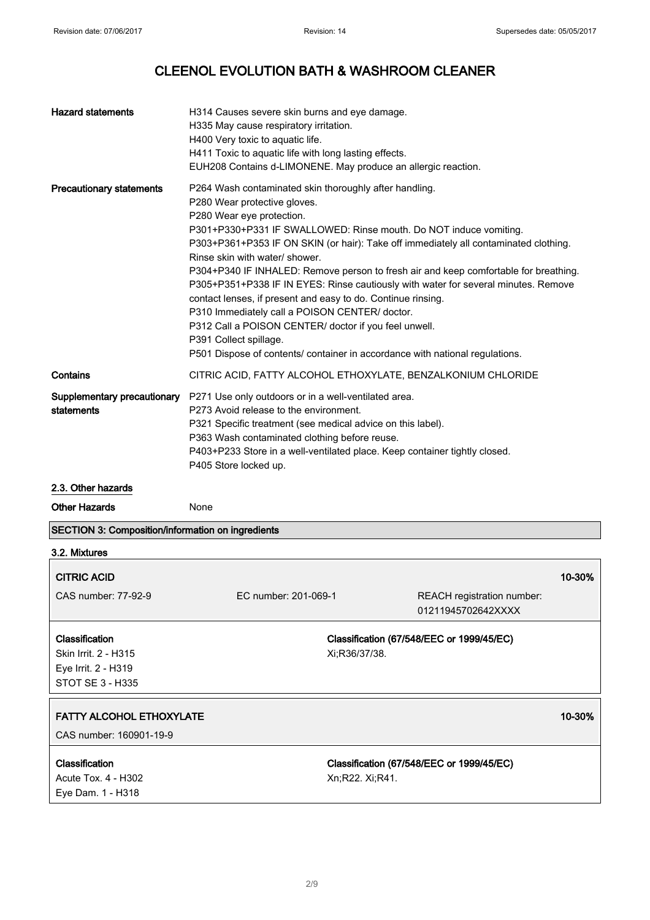| | |
|---|---|
| **Hazard statements** | H314 Causes severe skin burns and eye damage.<br>H335 May cause respiratory irritation.<br>H400 Very toxic to aquatic life.<br>H411 Toxic to aquatic life with long lasting effects.<br>EUH208 Contains d-LIMONENE. May produce an allergic reaction. |
| **Precautionary statements** | P264 Wash contaminated skin thoroughly after handling.<br>P280 Wear protective gloves.<br>P280 Wear eye protection.<br>P301+P330+P331 IF SWALLOWED: Rinse mouth. Do NOT induce vomiting.<br>P303+P361+P353 IF ON SKIN (or hair): Take off immediately all contaminated clothing. Rinse skin with water/ shower.<br>P304+P340 IF INHALED: Remove person to fresh air and keep comfortable for breathing.<br>P305+P351+P338 IF IN EYES: Rinse cautiously with water for several minutes. Remove contact lenses, if present and easy to do. Continue rinsing.<br>P310 Immediately call a POISON CENTER/ doctor.<br>P312 Call a POISON CENTER/ doctor if you feel unwell.<br>P391 Collect spillage.<br>P501 Dispose of contents/ container in accordance with national regulations. |
| **Contains** | CITRIC ACID, FATTY ALCOHOL ETHOXYLATE, BENZALKONIUM CHLORIDE |
| **Supplementary precautionary statements** | P271 Use only outdoors or in a well-ventilated area.<br>P273 Avoid release to the environment.<br>P321 Specific treatment (see medical advice on this label).<br>P363 Wash contaminated clothing before reuse.<br>P403+P233 Store in a well-ventilated place. Keep container tightly closed.<br>P405 Store locked up. |

### 2.3. Other hazards

**Other Hazards** None

## SECTION 3: Composition/information on ingredients

### 3.2. Mixtures

| **CITRIC ACID** | | **10-30%** |
|---|---|---|
| CAS number: 77-92-9 | EC number: 201-069-1 | REACH registration number: 01211945702642XXXX |
| **Classification**<br>Skin Irrit. 2 - H315<br>Eye Irrit. 2 - H319<br>STOT SE 3 - H335 | **Classification (67/548/EEC or 1999/45/EC)**<br>Xi;R36/37/38. | |

| **FATTY ALCOHOL ETHOXYLATE** | | **10-30%** |
|---|---|---|
| CAS number: 160901-19-9 | | |
| **Classification**<br>Acute Tox. 4 - H302<br>Eye Dam. 1 - H318 | **Classification (67/548/EEC or 1999/45/EC)**<br>Xn;R22. Xi;R41. | |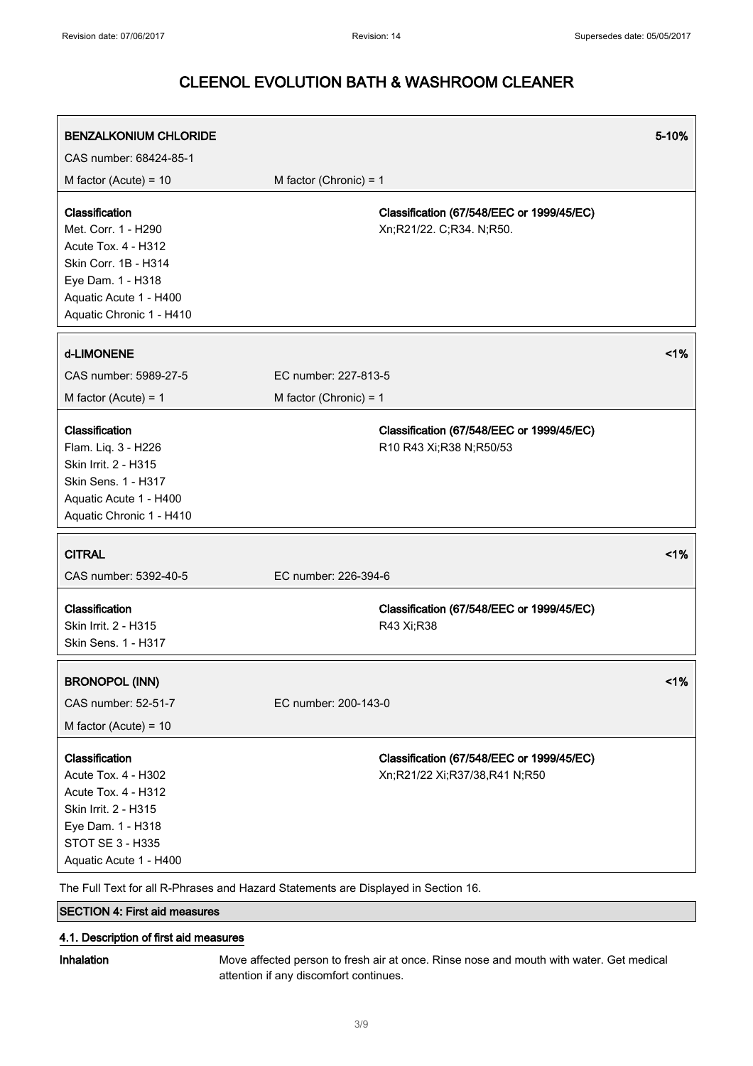# CLEENOL EVOLUTION BATH & WASHROOM CLEANER

| **BENZALKONIUM CHLORIDE** | | **5-10%** |
|---|---|---|
| CAS number: 68424-85-1 | | |
| M factor (Acute) = 10 | M factor (Chronic) = 1 | |
| **Classification**<br>Met. Corr. 1 - H290<br>Acute Tox. 4 - H312<br>Skin Corr. 1B - H314<br>Eye Dam. 1 - H318<br>Aquatic Acute 1 - H400<br>Aquatic Chronic 1 - H410 | **Classification (67/548/EEC or 1999/45/EC)**<br>Xn;R21/22. C;R34. N;R50. | |

| **d-LIMONENE** | | **<1%** |
|---|---|---|
| CAS number: 5989-27-5 | EC number: 227-813-5 | |
| M factor (Acute) = 1 | M factor (Chronic) = 1 | |
| **Classification**<br>Flam. Liq. 3 - H226<br>Skin Irrit. 2 - H315<br>Skin Sens. 1 - H317<br>Aquatic Acute 1 - H400<br>Aquatic Chronic 1 - H410 | **Classification (67/548/EEC or 1999/45/EC)**<br>R10 R43 Xi;R38 N;R50/53 | |

| **CITRAL** | | **<1%** |
|---|---|---|
| CAS number: 5392-40-5 | EC number: 226-394-6 | |
| **Classification**<br>Skin Irrit. 2 - H315<br>Skin Sens. 1 - H317 | **Classification (67/548/EEC or 1999/45/EC)**<br>R43 Xi;R38 | |

| **BRONOPOL (INN)** | | **<1%** |
|---|---|---|
| CAS number: 52-51-7 | EC number: 200-143-0 | |
| M factor (Acute) = 10 | | |
| **Classification**<br>Acute Tox. 4 - H302<br>Acute Tox. 4 - H312<br>Skin Irrit. 2 - H315<br>Eye Dam. 1 - H318<br>STOT SE 3 - H335<br>Aquatic Acute 1 - H400 | **Classification (67/548/EEC or 1999/45/EC)**<br>Xn;R21/22 Xi;R37/38,R41 N;R50 | |

The Full Text for all R-Phrases and Hazard Statements are Displayed in Section 16.

## SECTION 4: First aid measures

### 4.1. Description of first aid measures

**Inhalation** Move affected person to fresh air at once. Rinse nose and mouth with water. Get medical attention if any discomfort continues.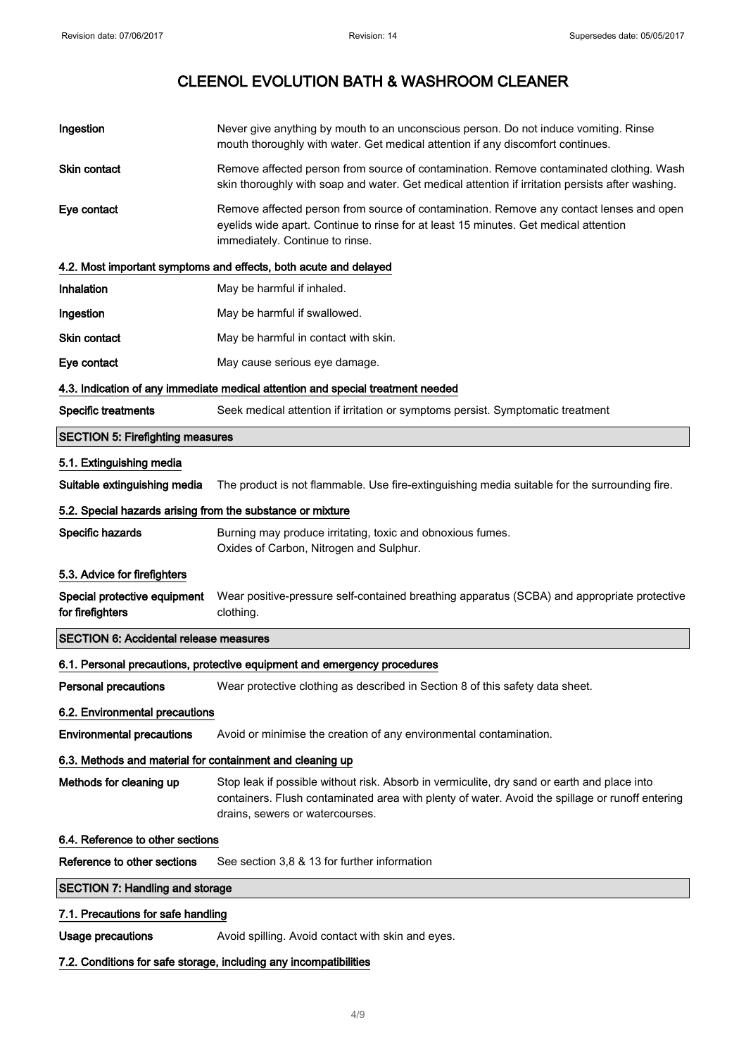| | |
|---|---|
| **Ingestion** | Never give anything by mouth to an unconscious person. Do not induce vomiting. Rinse mouth thoroughly with water. Get medical attention if any discomfort continues. |
| **Skin contact** | Remove affected person from source of contamination. Remove contaminated clothing. Wash skin thoroughly with soap and water. Get medical attention if irritation persists after washing. |
| **Eye contact** | Remove affected person from source of contamination. Remove any contact lenses and open eyelids wide apart. Continue to rinse for at least 15 minutes. Get medical attention immediately. Continue to rinse. |

### 4.2. Most important symptoms and effects, both acute and delayed

| | |
|---|---|
| **Inhalation** | May be harmful if inhaled. |
| **Ingestion** | May be harmful if swallowed. |
| **Skin contact** | May be harmful in contact with skin. |
| **Eye contact** | May cause serious eye damage. |

### 4.3. Indication of any immediate medical attention and special treatment needed

| | |
|---|---|
| **Specific treatments** | Seek medical attention if irritation or symptoms persist. Symptomatic treatment |

## SECTION 5: Firefighting measures

### 5.1. Extinguishing media

| | |
|---|---|
| **Suitable extinguishing media** | The product is not flammable. Use fire-extinguishing media suitable for the surrounding fire. |

### 5.2. Special hazards arising from the substance or mixture

| | |
|---|---|
| **Specific hazards** | Burning may produce irritating, toxic and obnoxious fumes.<br>Oxides of Carbon, Nitrogen and Sulphur. |

### 5.3. Advice for firefighters

| | |
|---|---|
| **Special protective equipment for firefighters** | Wear positive-pressure self-contained breathing apparatus (SCBA) and appropriate protective clothing. |

## SECTION 6: Accidental release measures

### 6.1. Personal precautions, protective equipment and emergency procedures

| | |
|---|---|
| **Personal precautions** | Wear protective clothing as described in Section 8 of this safety data sheet. |

### 6.2. Environmental precautions

| | |
|---|---|
| **Environmental precautions** | Avoid or minimise the creation of any environmental contamination. |

### 6.3. Methods and material for containment and cleaning up

| | |
|---|---|
| **Methods for cleaning up** | Stop leak if possible without risk. Absorb in vermiculite, dry sand or earth and place into containers. Flush contaminated area with plenty of water. Avoid the spillage or runoff entering drains, sewers or watercourses. |

### 6.4. Reference to other sections

| | |
|---|---|
| **Reference to other sections** | See section 3,8 & 13 for further information |

## SECTION 7: Handling and storage

### 7.1. Precautions for safe handling

| | |
|---|---|
| **Usage precautions** | Avoid spilling. Avoid contact with skin and eyes. |

### 7.2. Conditions for safe storage, including any incompatibilities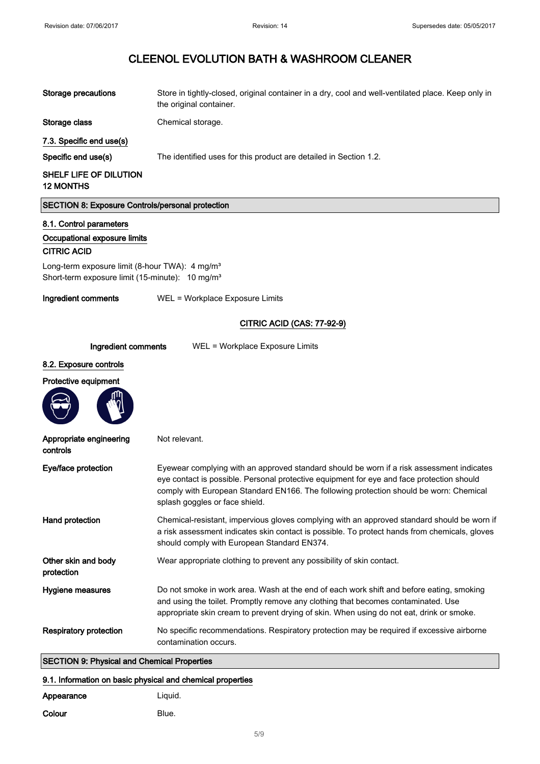# CLEENOL EVOLUTION BATH & WASHROOM CLEANER

**Storage precautions** Store in tightly-closed, original container in a dry, cool and well-ventilated place. Keep only in the original container.

**Storage class** Chemical storage.

### 7.3. Specific end use(s)

**Specific end use(s)** The identified uses for this product are detailed in Section 1.2.

**SHELF LIFE OF DILUTION 12 MONTHS**

## SECTION 8: Exposure Controls/personal protection

### 8.1. Control parameters

#### Occupational exposure limits

**CITRIC ACID**

Long-term exposure limit (8-hour TWA): 4 mg/m³
Short-term exposure limit (15-minute): 10 mg/m³

**Ingredient comments** WEL = Workplace Exposure Limits

**CITRIC ACID (CAS: 77-92-9)**

**Ingredient comments** WEL = Workplace Exposure Limits

### 8.2. Exposure controls

#### Protective equipment

**Appropriate engineering controls** Not relevant.

**Eye/face protection** Eyewear complying with an approved standard should be worn if a risk assessment indicates eye contact is possible. Personal protective equipment for eye and face protection should comply with European Standard EN166. The following protection should be worn: Chemical splash goggles or face shield.

**Hand protection** Chemical-resistant, impervious gloves complying with an approved standard should be worn if a risk assessment indicates skin contact is possible. To protect hands from chemicals, gloves should comply with European Standard EN374.

**Other skin and body protection** Wear appropriate clothing to prevent any possibility of skin contact.

**Hygiene measures** Do not smoke in work area. Wash at the end of each work shift and before eating, smoking and using the toilet. Promptly remove any clothing that becomes contaminated. Use appropriate skin cream to prevent drying of skin. When using do not eat, drink or smoke.

**Respiratory protection** No specific recommendations. Respiratory protection may be required if excessive airborne contamination occurs.

## SECTION 9: Physical and Chemical Properties

### 9.1. Information on basic physical and chemical properties

**Appearance** Liquid.

**Colour** Blue.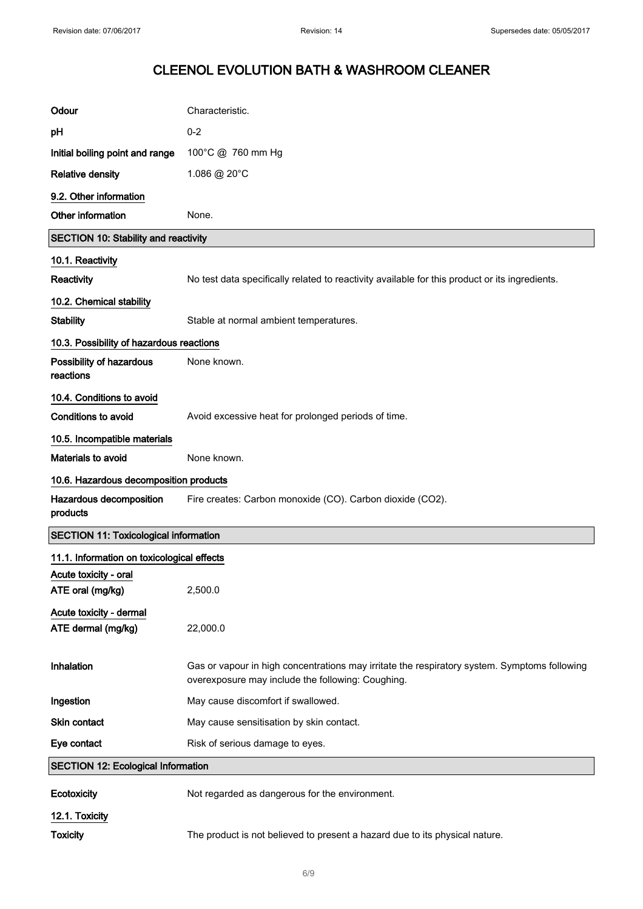# CLEENOL EVOLUTION BATH & WASHROOM CLEANER

| | |
|---|---|
| **Odour** | Characteristic. |
| **pH** | 0-2 |
| **Initial boiling point and range** | 100°C @ 760 mm Hg |
| **Relative density** | 1.086 @ 20°C |

**9.2. Other information**

| | |
|---|---|
| **Other information** | None. |

## SECTION 10: Stability and reactivity

**10.1. Reactivity**

| | |
|---|---|
| **Reactivity** | No test data specifically related to reactivity available for this product or its ingredients. |

**10.2. Chemical stability**

| | |
|---|---|
| **Stability** | Stable at normal ambient temperatures. |

**10.3. Possibility of hazardous reactions**

| | |
|---|---|
| **Possibility of hazardous reactions** | None known. |

**10.4. Conditions to avoid**

| | |
|---|---|
| **Conditions to avoid** | Avoid excessive heat for prolonged periods of time. |

**10.5. Incompatible materials**

| | |
|---|---|
| **Materials to avoid** | None known. |

**10.6. Hazardous decomposition products**

| | |
|---|---|
| **Hazardous decomposition products** | Fire creates: Carbon monoxide (CO). Carbon dioxide ($CO_2$). |

## SECTION 11: Toxicological information

**11.1. Information on toxicological effects**

**Acute toxicity - oral**

| | |
|---|---|
| **ATE oral (mg/kg)** | 2,500.0 |

**Acute toxicity - dermal**

| | |
|---|---|
| **ATE dermal (mg/kg)** | 22,000.0 |

| | |
|---|---|
| **Inhalation** | Gas or vapour in high concentrations may irritate the respiratory system. Symptoms following overexposure may include the following: Coughing. |
| **Ingestion** | May cause discomfort if swallowed. |
| **Skin contact** | May cause sensitisation by skin contact. |
| **Eye contact** | Risk of serious damage to eyes. |

## SECTION 12: Ecological Information

| | |
|---|---|
| **Ecotoxicity** | Not regarded as dangerous for the environment. |

**12.1. Toxicity**

| | |
|---|---|
| **Toxicity** | The product is not believed to present a hazard due to its physical nature. |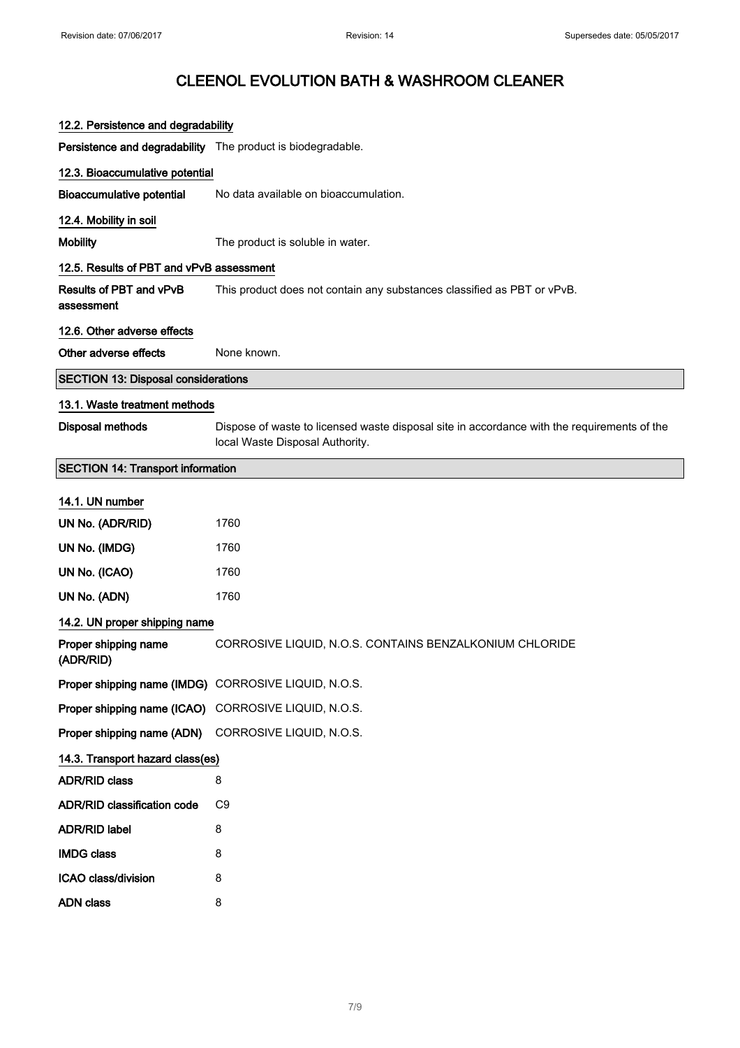### 12.2. Persistence and degradability

**Persistence and degradability** The product is biodegradable.

### 12.3. Bioaccumulative potential

**Bioaccumulative potential** No data available on bioaccumulation.

### 12.4. Mobility in soil

**Mobility** The product is soluble in water.

### 12.5. Results of PBT and vPvB assessment

**Results of PBT and vPvB assessment** This product does not contain any substances classified as PBT or vPvB.

### 12.6. Other adverse effects

**Other adverse effects** None known.

## SECTION 13: Disposal considerations

### 13.1. Waste treatment methods

**Disposal methods** Dispose of waste to licensed waste disposal site in accordance with the requirements of the local Waste Disposal Authority.

## SECTION 14: Transport information

### 14.1. UN number

| | |
|---|---|
| **UN No. (ADR/RID)** | 1760 |
| **UN No. (IMDG)** | 1760 |
| **UN No. (ICAO)** | 1760 |
| **UN No. (ADN)** | 1760 |

### 14.2. UN proper shipping name

| | |
|---|---|
| **Proper shipping name (ADR/RID)** | CORROSIVE LIQUID, N.O.S. CONTAINS BENZALKONIUM CHLORIDE |
| **Proper shipping name (IMDG)** | CORROSIVE LIQUID, N.O.S. |
| **Proper shipping name (ICAO)** | CORROSIVE LIQUID, N.O.S. |
| **Proper shipping name (ADN)** | CORROSIVE LIQUID, N.O.S. |

### 14.3. Transport hazard class(es)

| | |
|---|---|
| **ADR/RID class** | 8 |
| **ADR/RID classification code** | C9 |
| **ADR/RID label** | 8 |
| **IMDG class** | 8 |
| **ICAO class/division** | 8 |
| **ADN class** | 8 |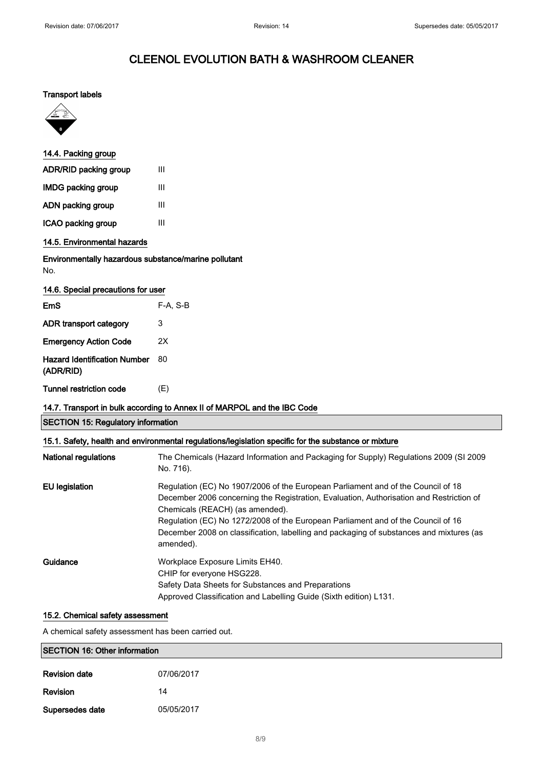# CLEENOL EVOLUTION BATH & WASHROOM CLEANER

**Transport labels**

**14.4. Packing group**

| | |
|---|---|
| **ADR/RID packing group** | III |
| **IMDG packing group** | III |
| **ADN packing group** | III |
| **ICAO packing group** | III |

**14.5. Environmental hazards**

**Environmentally hazardous substance/marine pollutant**

No.

**14.6. Special precautions for user**

| | |
|---|---|
| **EmS** | F-A, S-B |
| **ADR transport category** | 3 |
| **Emergency Action Code** | 2X |
| **Hazard Identification Number (ADR/RID)** | 80 |
| **Tunnel restriction code** | (E) |

**14.7. Transport in bulk according to Annex II of MARPOL and the IBC Code**

## SECTION 15: Regulatory information

**15.1. Safety, health and environmental regulations/legislation specific for the substance or mixture**

| | |
|---|---|
| **National regulations** | The Chemicals (Hazard Information and Packaging for Supply) Regulations 2009 (SI 2009 No. 716). |
| **EU legislation** | Regulation (EC) No 1907/2006 of the European Parliament and of the Council of 18 December 2006 concerning the Registration, Evaluation, Authorisation and Restriction of Chemicals (REACH) (as amended). Regulation (EC) No 1272/2008 of the European Parliament and of the Council of 16 December 2008 on classification, labelling and packaging of substances and mixtures (as amended). |
| **Guidance** | Workplace Exposure Limits EH40. CHIP for everyone HSG228. Safety Data Sheets for Substances and Preparations Approved Classification and Labelling Guide (Sixth edition) L131. |

**15.2. Chemical safety assessment**

A chemical safety assessment has been carried out.

## SECTION 16: Other information

| | |
|---|---|
| **Revision date** | 07/06/2017 |
| **Revision** | 14 |
| **Supersedes date** | 05/05/2017 |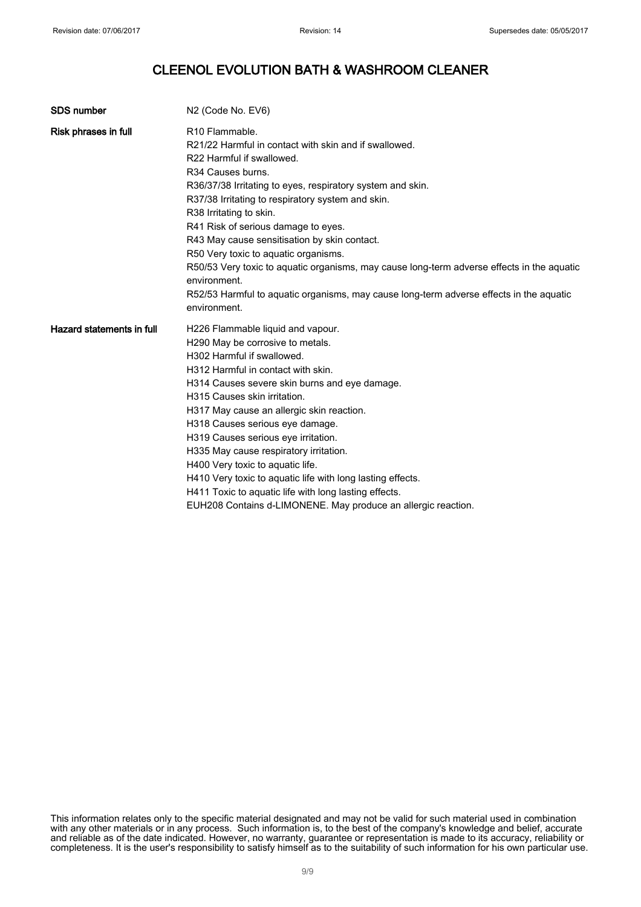# CLEENOL EVOLUTION BATH & WASHROOM CLEANER

| | |
|---|---|
| **SDS number** | N2 (Code No. EV6) |
| **Risk phrases in full** | R10 Flammable.<br>R21/22 Harmful in contact with skin and if swallowed.<br>R22 Harmful if swallowed.<br>R34 Causes burns.<br>R36/37/38 Irritating to eyes, respiratory system and skin.<br>R37/38 Irritating to respiratory system and skin.<br>R38 Irritating to skin.<br>R41 Risk of serious damage to eyes.<br>R43 May cause sensitisation by skin contact.<br>R50 Very toxic to aquatic organisms.<br>R50/53 Very toxic to aquatic organisms, may cause long-term adverse effects in the aquatic environment.<br>R52/53 Harmful to aquatic organisms, may cause long-term adverse effects in the aquatic environment. |
| **Hazard statements in full** | H226 Flammable liquid and vapour.<br>H290 May be corrosive to metals.<br>H302 Harmful if swallowed.<br>H312 Harmful in contact with skin.<br>H314 Causes severe skin burns and eye damage.<br>H315 Causes skin irritation.<br>H317 May cause an allergic skin reaction.<br>H318 Causes serious eye damage.<br>H319 Causes serious eye irritation.<br>H335 May cause respiratory irritation.<br>H400 Very toxic to aquatic life.<br>H410 Very toxic to aquatic life with long lasting effects.<br>H411 Toxic to aquatic life with long lasting effects.<br>EUH208 Contains d-LIMONENE. May produce an allergic reaction. |

This information relates only to the specific material designated and may not be valid for such material used in combination with any other materials or in any process. Such information is, to the best of the company's knowledge and belief, accurate and reliable as of the date indicated. However, no warranty, guarantee or representation is made to its accuracy, reliability or completeness. It is the user's responsibility to satisfy himself as to the suitability of such information for his own particular use.